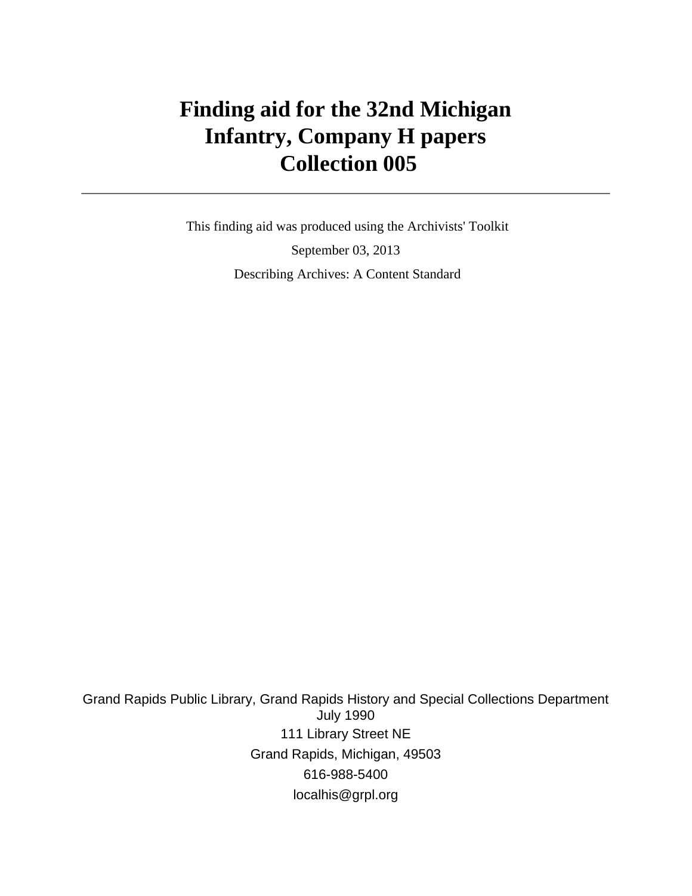# Finding aid for the 32nd Michigan Infantry, Company H papers Collection 005

---

This finding aid was produced using the Archivists' Toolkit

September 03, 2013

Describing Archives: A Content Standard

Grand Rapids Public Library, Grand Rapids History and Special Collections Department
July 1990
111 Library Street NE
Grand Rapids, Michigan, 49503
616-988-5400
localhis@grpl.org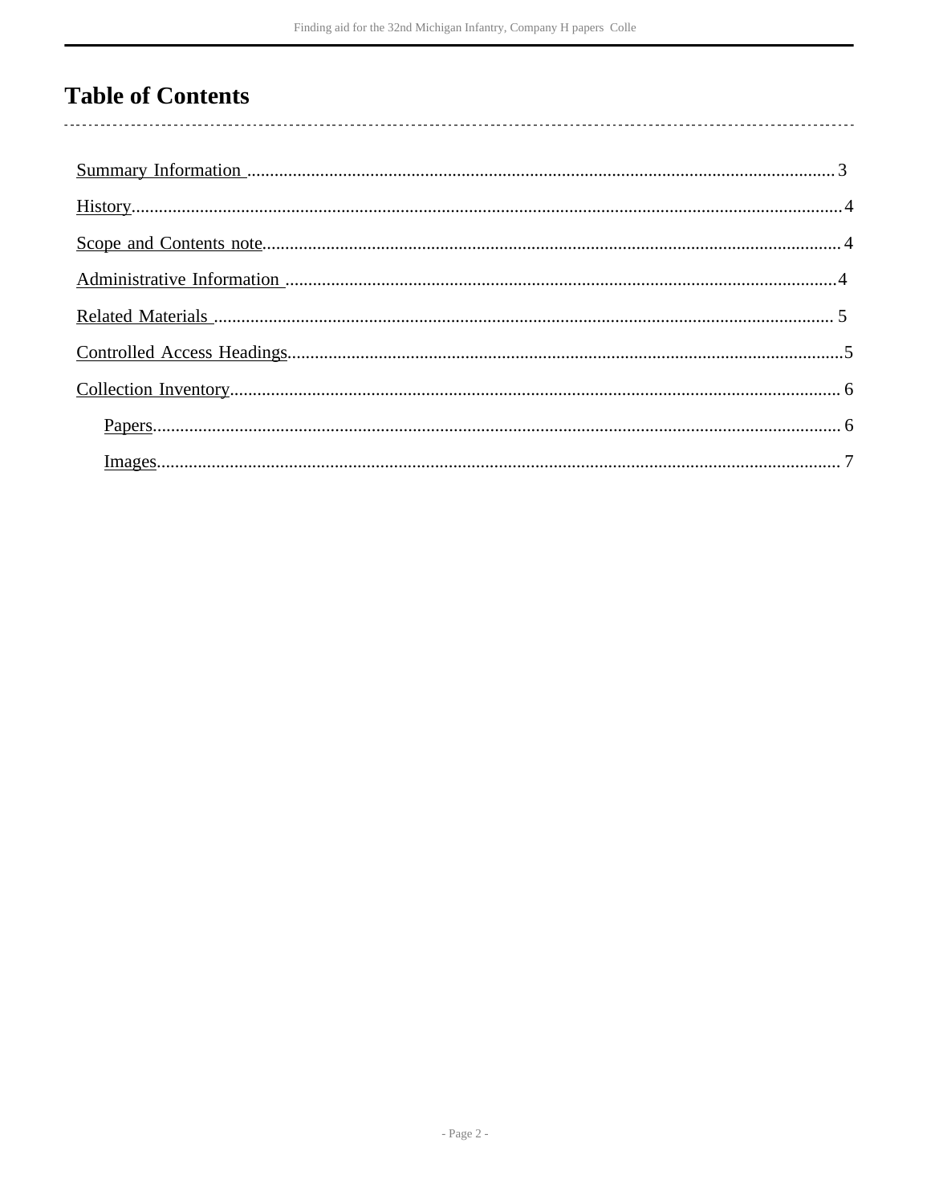# Table of Contents

- Summary Information ........ 3
- History ........ 4
- Scope and Contents note ........ 4
- Administrative Information ........ 4
- Related Materials ........ 5
- Controlled Access Headings ........ 5
- Collection Inventory ........ 6
  - Papers ........ 6
  - Images ........ 7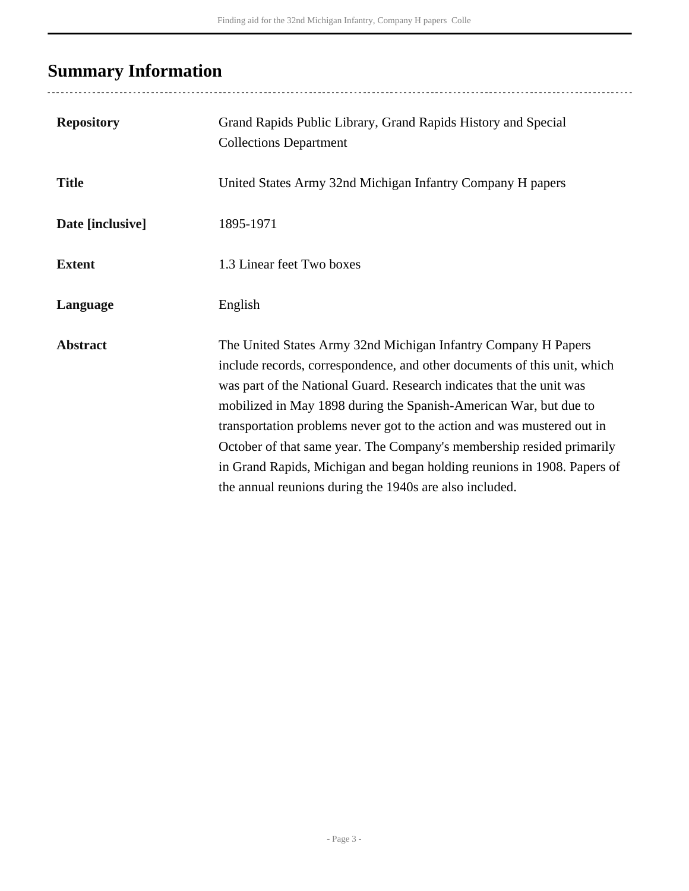## Summary Information

| | |
|---|---|
| **Repository** | Grand Rapids Public Library, Grand Rapids History and Special Collections Department |
| **Title** | United States Army 32nd Michigan Infantry Company H papers |
| **Date [inclusive]** | 1895-1971 |
| **Extent** | 1.3 Linear feet Two boxes |
| **Language** | English |
| **Abstract** | The United States Army 32nd Michigan Infantry Company H Papers include records, correspondence, and other documents of this unit, which was part of the National Guard. Research indicates that the unit was mobilized in May 1898 during the Spanish-American War, but due to transportation problems never got to the action and was mustered out in October of that same year. The Company's membership resided primarily in Grand Rapids, Michigan and began holding reunions in 1908. Papers of the annual reunions during the 1940s are also included. |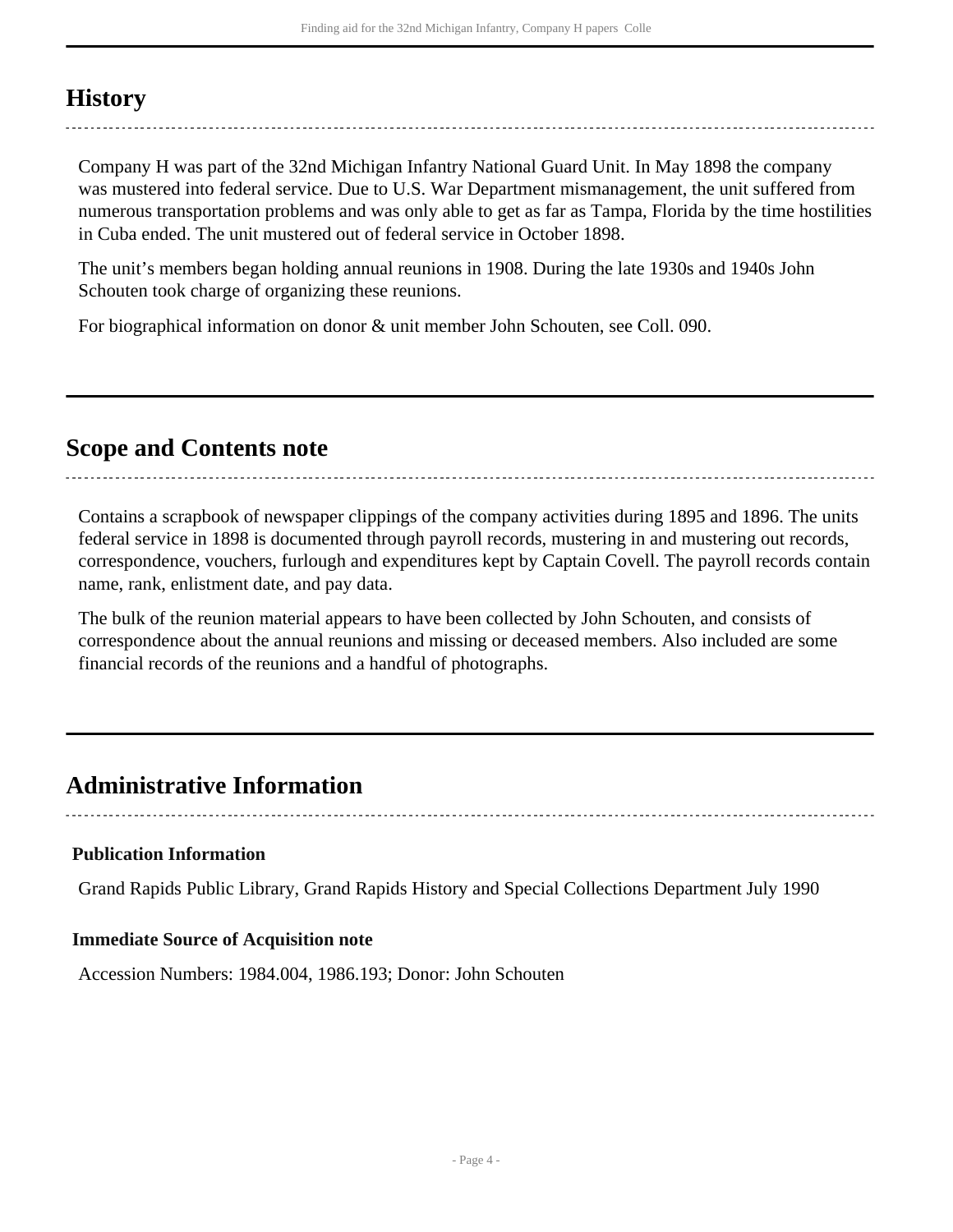## History

Company H was part of the 32nd Michigan Infantry National Guard Unit. In May 1898 the company was mustered into federal service. Due to U.S. War Department mismanagement, the unit suffered from numerous transportation problems and was only able to get as far as Tampa, Florida by the time hostilities in Cuba ended. The unit mustered out of federal service in October 1898.

The unit's members began holding annual reunions in 1908. During the late 1930s and 1940s John Schouten took charge of organizing these reunions.

For biographical information on donor & unit member John Schouten, see Coll. 090.

## Scope and Contents note

Contains a scrapbook of newspaper clippings of the company activities during 1895 and 1896. The units federal service in 1898 is documented through payroll records, mustering in and mustering out records, correspondence, vouchers, furlough and expenditures kept by Captain Covell. The payroll records contain name, rank, enlistment date, and pay data.

The bulk of the reunion material appears to have been collected by John Schouten, and consists of correspondence about the annual reunions and missing or deceased members. Also included are some financial records of the reunions and a handful of photographs.

## Administrative Information

### Publication Information

Grand Rapids Public Library, Grand Rapids History and Special Collections Department July 1990

### Immediate Source of Acquisition note

Accession Numbers: 1984.004, 1986.193; Donor: John Schouten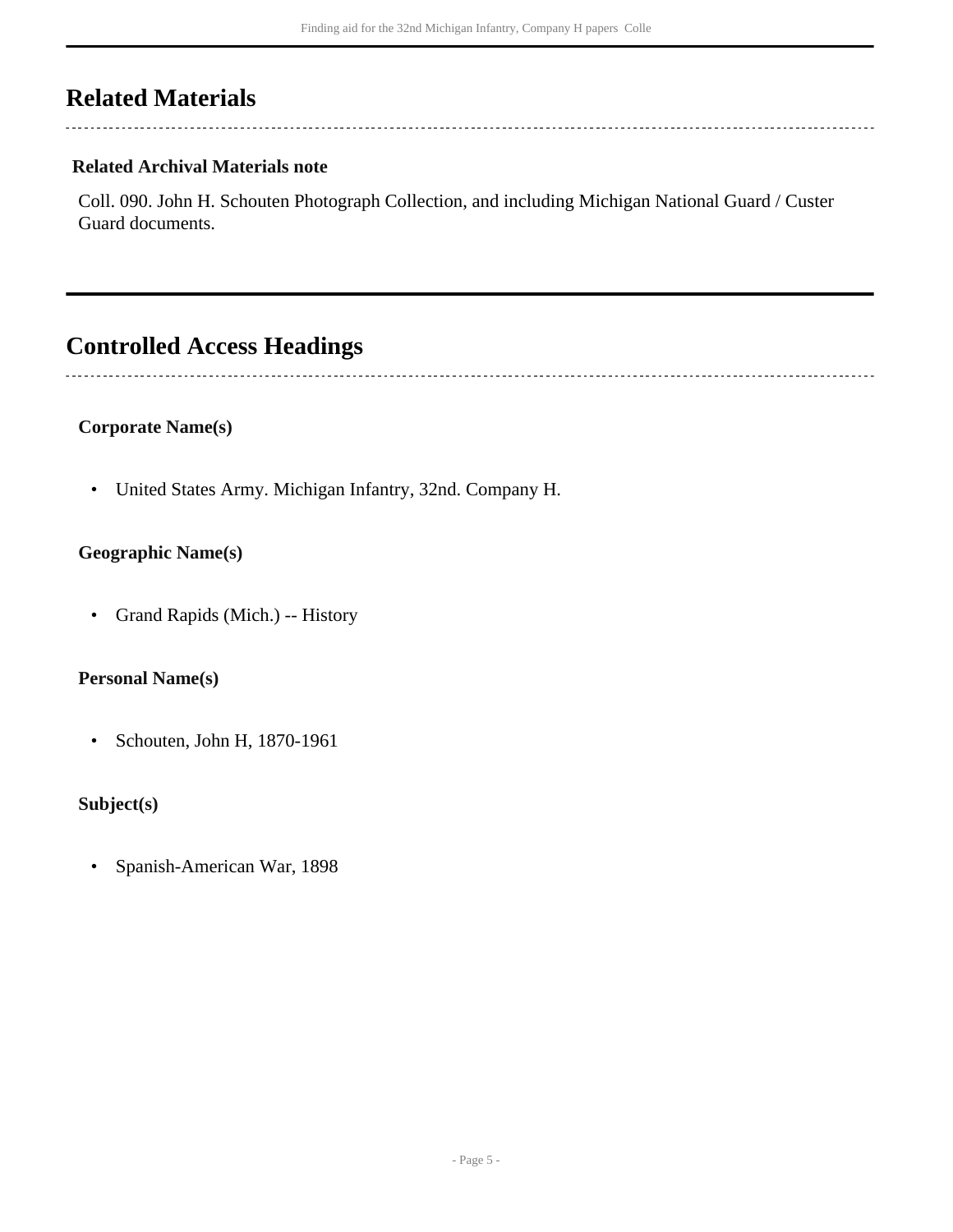## Related Materials

### Related Archival Materials note

Coll. 090. John H. Schouten Photograph Collection, and including Michigan National Guard / Custer Guard documents.

## Controlled Access Headings

### Corporate Name(s)

- United States Army. Michigan Infantry, 32nd. Company H.

### Geographic Name(s)

- Grand Rapids (Mich.) -- History

### Personal Name(s)

- Schouten, John H, 1870-1961

### Subject(s)

- Spanish-American War, 1898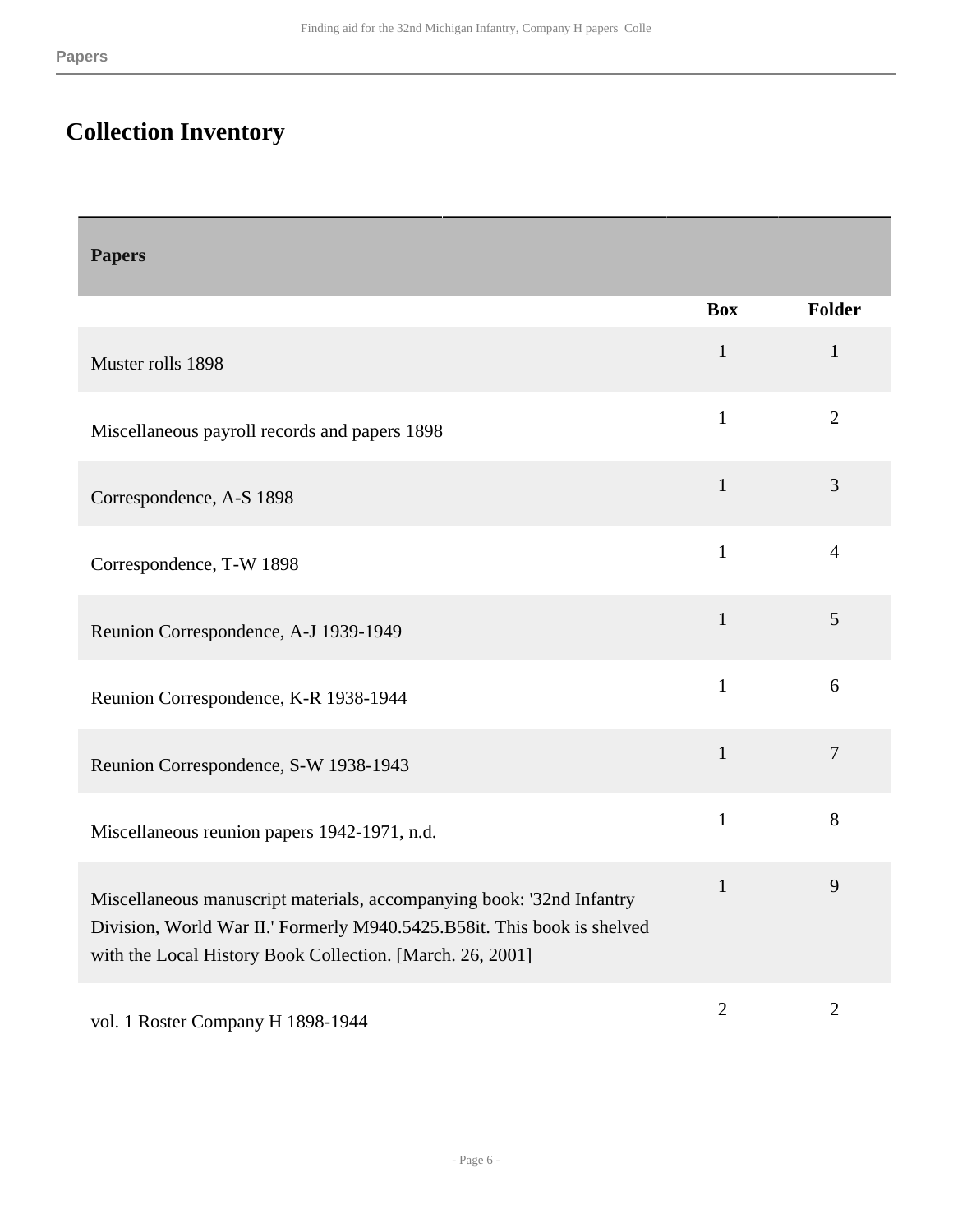# Collection Inventory

| Papers | Box | Folder |
|---|---|---|
| Muster rolls 1898 | 1 | 1 |
| Miscellaneous payroll records and papers 1898 | 1 | 2 |
| Correspondence, A-S 1898 | 1 | 3 |
| Correspondence, T-W 1898 | 1 | 4 |
| Reunion Correspondence, A-J 1939-1949 | 1 | 5 |
| Reunion Correspondence, K-R 1938-1944 | 1 | 6 |
| Reunion Correspondence, S-W 1938-1943 | 1 | 7 |
| Miscellaneous reunion papers 1942-1971, n.d. | 1 | 8 |
| Miscellaneous manuscript materials, accompanying book: '32nd Infantry Division, World War II.' Formerly M940.5425.B58it. This book is shelved with the Local History Book Collection. [March. 26, 2001] | 1 | 9 |
| vol. 1 Roster Company H 1898-1944 | 2 | 2 |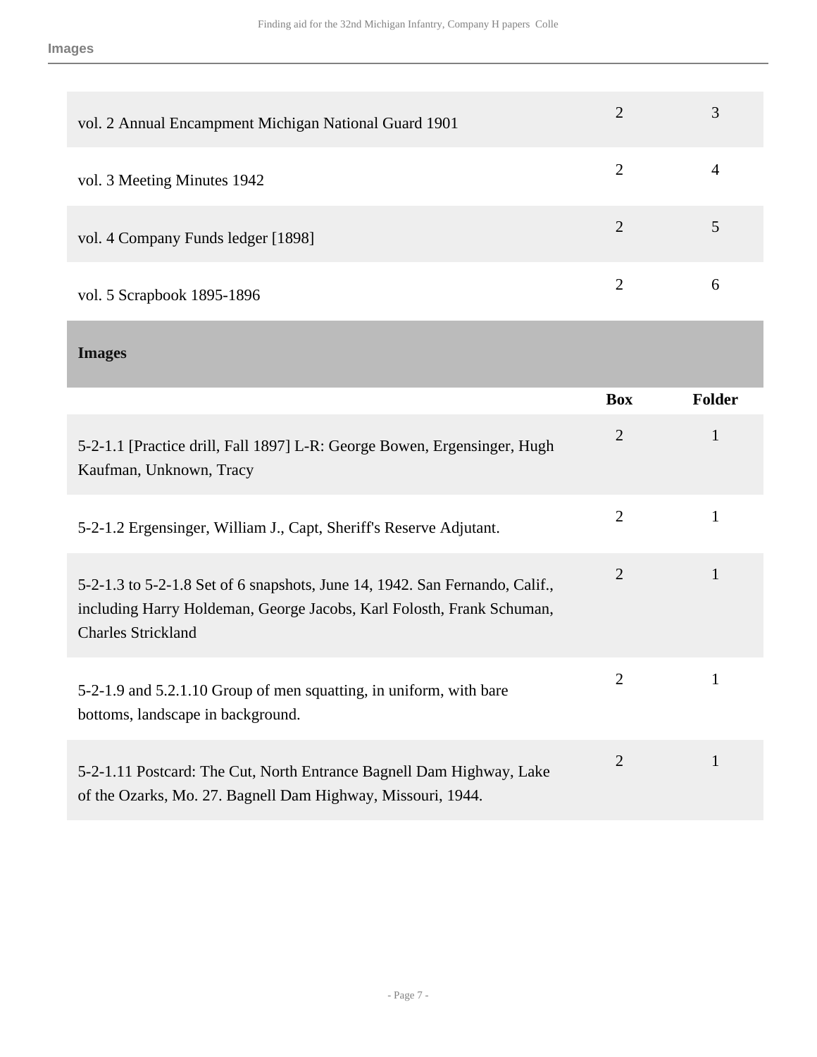| | Box | Folder |
|---|---|---|
| vol. 2 Annual Encampment Michigan National Guard 1901 | 2 | 3 |
| vol. 3 Meeting Minutes 1942 | 2 | 4 |
| vol. 4 Company Funds ledger [1898] | 2 | 5 |
| vol. 5 Scrapbook 1895-1896 | 2 | 6 |

## Images

| | Box | Folder |
|---|---|---|
| 5-2-1.1 [Practice drill, Fall 1897] L-R: George Bowen, Ergensinger, Hugh Kaufman, Unknown, Tracy | 2 | 1 |
| 5-2-1.2 Ergensinger, William J., Capt, Sheriff's Reserve Adjutant. | 2 | 1 |
| 5-2-1.3 to 5-2-1.8 Set of 6 snapshots, June 14, 1942. San Fernando, Calif., including Harry Holdeman, George Jacobs, Karl Folosth, Frank Schuman, Charles Strickland | 2 | 1 |
| 5-2-1.9 and 5.2.1.10 Group of men squatting, in uniform, with bare bottoms, landscape in background. | 2 | 1 |
| 5-2-1.11 Postcard: The Cut, North Entrance Bagnell Dam Highway, Lake of the Ozarks, Mo. 27. Bagnell Dam Highway, Missouri, 1944. | 2 | 1 |